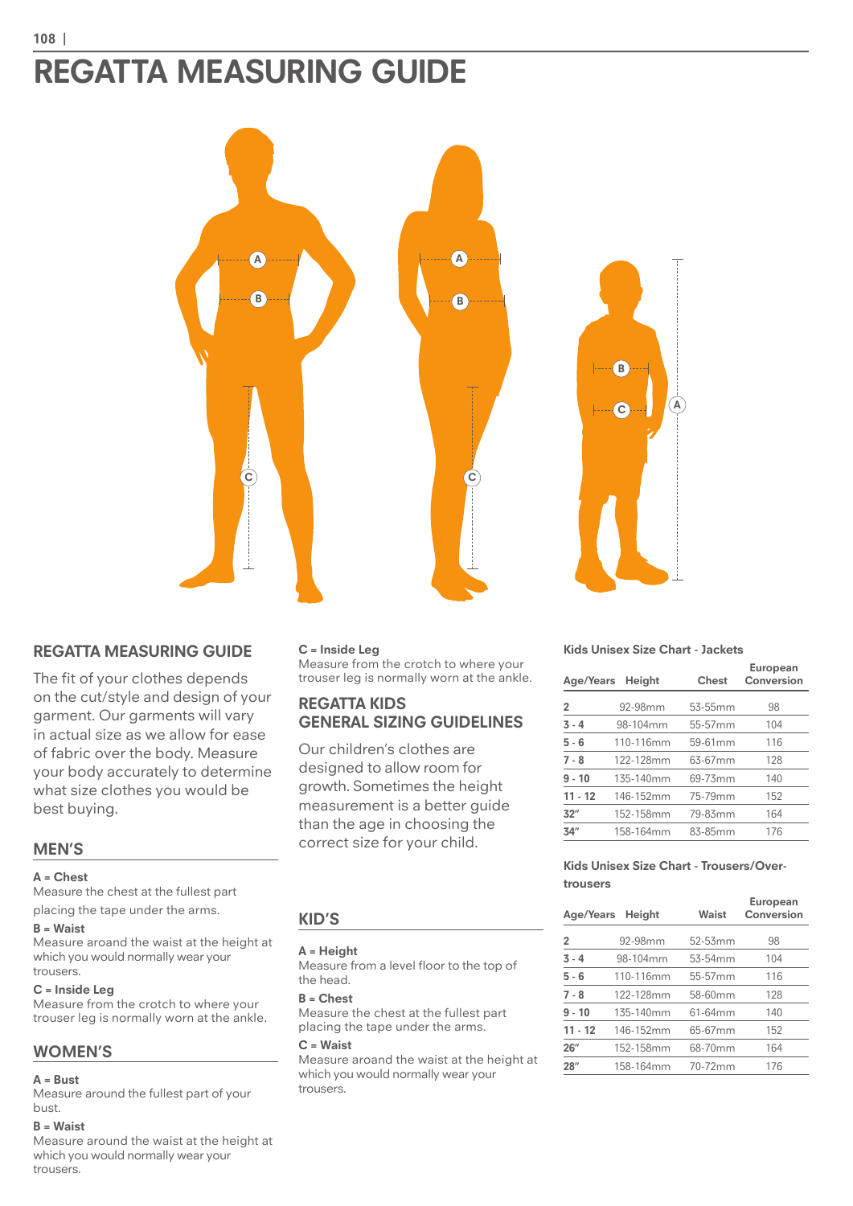# REGATTA MEASURING GUIDE

## REGATTA MEASURING GUIDE

The fit of your clothes depends on the cut/style and design of your garment. Our garments will vary in actual size as we allow for ease of fabric over the body. Measure your body accurately to determine what size clothes you would be best buying.

## MEN'S

**A = Chest**
Measure the chest at the fullest part placing the tape under the arms.

**B = Waist**
Measure aroand the waist at the height at which you would normally wear your trousers.

**C = Inside Leg**
Measure from the crotch to where your trouser leg is normally worn at the ankle.

## WOMEN'S

**A = Bust**
Measure around the fullest part of your bust.

**B = Waist**
Measure around the waist at the height at which you would normally wear your trousers.

**C = Inside Leg**
Measure from the crotch to where your trouser leg is normally worn at the ankle.

## REGATTA KIDS GENERAL SIZING GUIDELINES

Our children's clothes are designed to allow room for growth. Sometimes the height measurement is a better guide than the age in choosing the correct size for your child.

## KID'S

**A = Height**
Measure from a level floor to the top of the head.

**B = Chest**
Measure the chest at the fullest part placing the tape under the arms.

**C = Waist**
Measure aroand the waist at the height at which you would normally wear your trousers.

**Kids Unisex Size Chart - Jackets**

| Age/Years | Height | Chest | European Conversion |
|---|---|---|---|
| 2 | 92-98mm | 53-55mm | 98 |
| 3 - 4 | 98-104mm | 55-57mm | 104 |
| 5 - 6 | 110-116mm | 59-61mm | 116 |
| 7 - 8 | 122-128mm | 63-67mm | 128 |
| 9 - 10 | 135-140mm | 69-73mm | 140 |
| 11 - 12 | 146-152mm | 75-79mm | 152 |
| 32" | 152-158mm | 79-83mm | 164 |
| 34" | 158-164mm | 83-85mm | 176 |

**Kids Unisex Size Chart - Trousers/Over-trousers**

| Age/Years | Height | Waist | European Conversion |
|---|---|---|---|
| 2 | 92-98mm | 52-53mm | 98 |
| 3 - 4 | 98-104mm | 53-54mm | 104 |
| 5 - 6 | 110-116mm | 55-57mm | 116 |
| 7 - 8 | 122-128mm | 58-60mm | 128 |
| 9 - 10 | 135-140mm | 61-64mm | 140 |
| 11 - 12 | 146-152mm | 65-67mm | 152 |
| 26" | 152-158mm | 68-70mm | 164 |
| 28" | 158-164mm | 70-72mm | 176 |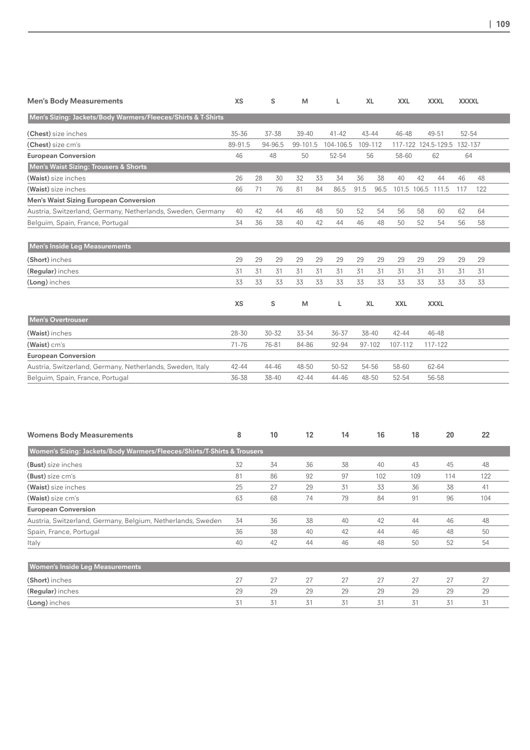## Men's Body Measurements

| Men's Body Measurements | XS | S | M | L | XL | XXL | XXXL | XXXXL |
| --- | --- | --- | --- | --- | --- | --- | --- | --- |
| **Men's Sizing: Jackets/Body Warmers/Fleeces/Shirts & T-Shirts** | | | | | | | | |
| **(Chest)** size inches | 35-36 | 37-38 | 39-40 | 41-42 | 43-44 | 46-48 | 49-51 | 52-54 |
| **(Chest)** size cm's | 89-91.5 | 94-96.5 | 99-101.5 | 104-106.5 | 109-112 | 117-122 | 124.5-129.5 | 132-137 |
| **European Conversion** | 46 | 48 | 50 | 52-54 | 56 | 58-60 | 62 | 64 |

| **Men's Waist Sizing: Trousers & Shorts** | | | | | | | | | | | | | |
| --- | --- | --- | --- | --- | --- | --- | --- | --- | --- | --- | --- | --- | --- |
| **(Waist)** size inches | 26 | 28 | 30 | 32 | 33 | 34 | 36 | 38 | 40 | 42 | 44 | 46 | 48 |
| **(Waist)** size inches | 66 | 71 | 76 | 81 | 84 | 86.5 | 91.5 | 96.5 | 101.5 | 106.5 | 111.5 | 117 | 122 |
| **Men's Waist Sizing European Conversion** | | | | | | | | | | | | | |
| Austria, Switzerland, Germany, Netherlands, Sweden, Germany | 40 | 42 | 44 | 46 | 48 | 50 | 52 | 54 | 56 | 58 | 60 | 62 | 64 |
| Belguim, Spain, France, Portugal | 34 | 36 | 38 | 40 | 42 | 44 | 46 | 48 | 50 | 52 | 54 | 56 | 58 |

| **Men's Inside Leg Measurements** | | | | | | | | | | | | | |
| --- | --- | --- | --- | --- | --- | --- | --- | --- | --- | --- | --- | --- | --- |
| **(Short)** inches | 29 | 29 | 29 | 29 | 29 | 29 | 29 | 29 | 29 | 29 | 29 | 29 | 29 |
| **(Regular)** inches | 31 | 31 | 31 | 31 | 31 | 31 | 31 | 31 | 31 | 31 | 31 | 31 | 31 |
| **(Long)** inches | 33 | 33 | 33 | 33 | 33 | 33 | 33 | 33 | 33 | 33 | 33 | 33 | 33 |

| **Men's Overtrouser** | XS | S | M | L | XL | XXL | XXXL |
| --- | --- | --- | --- | --- | --- | --- | --- |
| **(Waist)** inches | 28-30 | 30-32 | 33-34 | 36-37 | 38-40 | 42-44 | 46-48 |
| **(Waist)** cm's | 71-76 | 76-81 | 84-86 | 92-94 | 97-102 | 107-112 | 117-122 |
| **European Conversion** | | | | | | | |
| Austria, Switzerland, Germany, Netherlands, Sweden, Italy | 42-44 | 44-46 | 48-50 | 50-52 | 54-56 | 58-60 | 62-64 |
| Belguim, Spain, France, Portugal | 36-38 | 38-40 | 42-44 | 44-46 | 48-50 | 52-54 | 56-58 |

## Womens Body Measurements

| Womens Body Measurements | 8 | 10 | 12 | 14 | 16 | 18 | 20 | 22 |
| --- | --- | --- | --- | --- | --- | --- | --- | --- |
| **Women's Sizing: Jackets/Body Warmers/Fleeces/Shirts/T-Shirts & Trousers** | | | | | | | | |
| **(Bust)** size inches | 32 | 34 | 36 | 38 | 40 | 43 | 45 | 48 |
| **(Bust)** size cm's | 81 | 86 | 92 | 97 | 102 | 109 | 114 | 122 |
| **(Waist)** size inches | 25 | 27 | 29 | 31 | 33 | 36 | 38 | 41 |
| **(Waist)** size cm's | 63 | 68 | 74 | 79 | 84 | 91 | 96 | 104 |
| **European Conversion** | | | | | | | | |
| Austria, Switzerland, Germany, Belgium, Netherlands, Sweden | 34 | 36 | 38 | 40 | 42 | 44 | 46 | 48 |
| Spain, France, Portugal | 36 | 38 | 40 | 42 | 44 | 46 | 48 | 50 |
| Italy | 40 | 42 | 44 | 46 | 48 | 50 | 52 | 54 |

| **Women's Inside Leg Measurements** | | | | | | | | |
| --- | --- | --- | --- | --- | --- | --- | --- | --- |
| **(Short)** inches | 27 | 27 | 27 | 27 | 27 | 27 | 27 | 27 |
| **(Regular)** inches | 29 | 29 | 29 | 29 | 29 | 29 | 29 | 29 |
| **(Long)** inches | 31 | 31 | 31 | 31 | 31 | 31 | 31 | 31 |